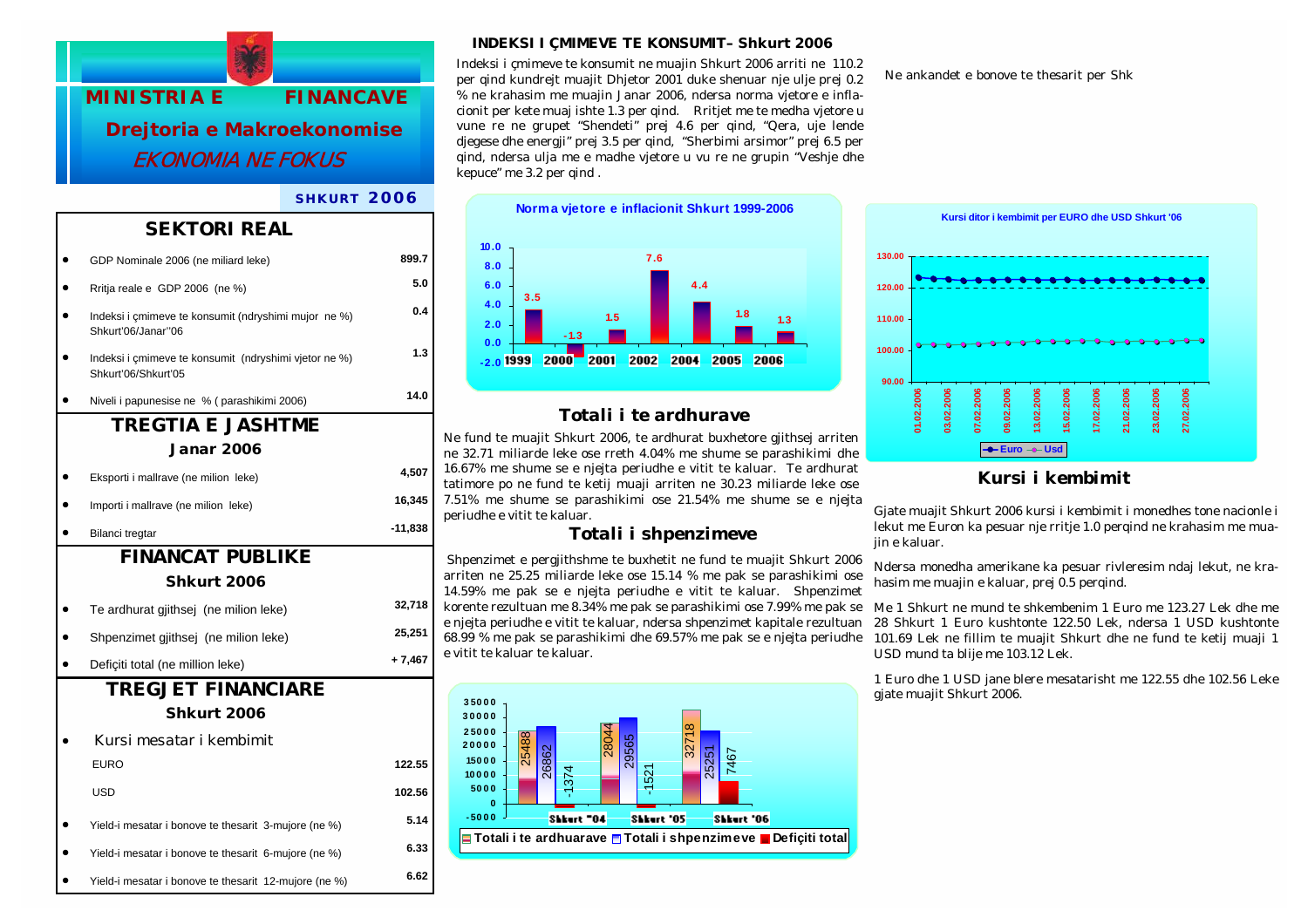# MINISTRIA E FINANCAVE

## Drejtoria e Makroekonomise

*EKONOMIA NE FOKUS*

**SHKURT 2006**

## SEKTORI REAL

| | |
|---|---|
| GDP Nominale 2006 (ne miliard leke) | 899.7 |
| Rritja reale e GDP 2006 (ne %) | 5.0 |
| Indeksi i çmimeve te konsumit (ndryshimi mujor ne %) Shkurt'06/Janar''06 | 0.4 |
| Indeksi i çmimeve te konsumit (ndryshimi vjetor ne %) Shkurt'06/Shkurt'05 | 1.3 |
| Niveli i papunesise ne % ( parashikimi 2006) | 14.0 |

## TREGTIA E JASHTME

**Janar 2006**

| | |
|---|---|
| Eksporti i mallrave (ne milion leke) | 4,507 |
| Importi i mallrave (ne milion leke) | 16,345 |
| Bilanci tregtar | -11,838 |

## FINANCAT PUBLIKE

**Shkurt 2006**

| | |
|---|---|
| Te ardhurat gjithsej (ne milion leke) | 32,718 |
| Shpenzimet gjithsej (ne milion leke) | 25,251 |
| Defiçiti total (ne million leke) | + 7,467 |

## TREGJET FINANCIARE

**Shkurt 2006**

| | |
|---|---|
| Kursi mesatar i kembimit | |
| EURO | 122.55 |
| USD | 102.56 |
| Yield-i mesatar i bonove te thesarit 3-mujore (ne %) | 5.14 |
| Yield-i mesatar i bonove te thesarit 6-mujore (ne %) | 6.33 |
| Yield-i mesatar i bonove te thesarit 12-mujore (ne %) | 6.62 |

## INDEKSI I ÇMIMEVE TE KONSUMIT– Shkurt 2006

Indeksi i çmimeve te konsumit ne muajin Shkurt 2006 arriti ne 110.2 per qind kundrejt muajit Dhjetor 2001 duke shenuar nje ulje prej 0.2 % ne krahasim me muajin Janar 2006, ndersa norma vjetore e inflacionit per kete muaj ishte 1.3 per qind. Rritjet me te medha vjetore u vune re ne grupet "Shendeti" prej 4.6 per qind, "Qera, uje lende djegese dhe energji" prej 3.5 per qind, "Sherbimi arsimor" prej 6.5 per qind, ndersa ulja me e madhe vjetore u vu re ne grupin "Veshje dhe kepuce" me 3.2 per qind .

**Norma vjetore e inflacionit Shkurt 1999-2006**

| 1999 | 2000 | 2001 | 2002 | 2004 | 2005 | 2006 |
|---|---|---|---|---|---|---|
| 3.5 | -1.3 | 1.5 | 7.6 | 4.4 | 1.8 | 1.3 |

## Totali i te ardhurave

Ne fund te muajit Shkurt 2006, te ardhurat buxhetore gjithsej arriten ne 32.71 miliarde leke ose rreth 4.04% me shume se parashikimi dhe 16.67% me shume se e njejta periudhe e vitit te kaluar. Te ardhurat tatimore po ne fund te ketij muaji arriten ne 30.23 miliarde leke ose 7.51% me shume se parashikimi ose 21.54% me shume se e njejta periudhe e vitit te kaluar.

## Totali i shpenzimeve

Shpenzimet e pergjithshme te buxhetit ne fund te muajit Shkurt 2006 arriten ne 25.25 miliarde leke ose 15.14 % me pak se parashikimi ose 14.59% me pak se e njejta periudhe e vitit te kaluar. Shpenzimet korente rezultuan me 8.34% me pak se parashikimi ose 7.99% me pak se e njejta periudhe e vitit te kaluar, ndersa shpenzimet kapitale rezultuan 68.99 % me pak se parashikimi dhe 69.57% me pak se e njejta periudhe e vitit te kaluar te kaluar.

| | Shkurt '04 | Shkurt '05 | Shkurt '06 |
|---|---|---|---|
| Totali i te ardhuarave | 25488 | 28044 | 32718 |
| Totali i shpenzimeve | 26862 | 29565 | 25251 |
| Defiçiti total | -1374 | -1521 | 7467 |

Ne ankandet e bonove te thesarit per Shk

**Kursi ditor i kembimit per EURO dhe USD Shkurt '06**

## Kursi i kembimit

Gjate muajit Shkurt 2006 kursi i kembimit i monedhes tone nacionle i lekut me Euron ka pesuar nje rritje 1.0 perqind ne krahasim me muajin e kaluar.

Ndersa monedha amerikane ka pesuar rivleresim ndaj lekut, ne krahasim me muajin e kaluar, prej 0.5 perqind.

Me 1 Shkurt ne mund te shkembenim 1 Euro me 123.27 Lek dhe me 28 Shkurt 1 Euro kushtonte 122.50 Lek, ndersa 1 USD kushtonte 101.69 Lek ne fillim te muajit Shkurt dhe ne fund te ketij muaji 1 USD mund ta blije me 103.12 Lek.

1 Euro dhe 1 USD jane blere mesatarisht me 122.55 dhe 102.56 Leke gjate muajit Shkurt 2006.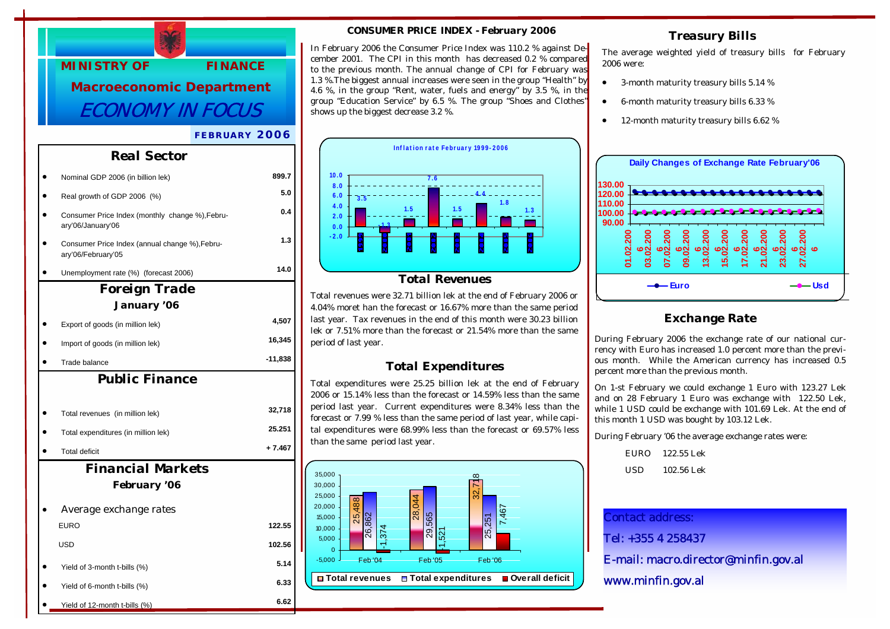# MINISTRY OF FINANCE

## Macroeconomic Department

## *ECONOMY IN FOCUS*

**FEBRUARY 2006**

### Real Sector

| | |
|---|---|
| Nominal GDP 2006 (in billion lek) | 899.7 |
| Real growth of GDP 2006 (%) | 5.0 |
| Consumer Price Index (monthly change %),February'06/January'06 | 0.4 |
| Consumer Price Index (annual change %),February'06/February'05 | 1.3 |
| Unemployment rate (%) (forecast 2006) | 14.0 |

### Foreign Trade

**January '06**

| | |
|---|---|
| Export of goods (in million lek) | 4,507 |
| Import of goods (in million lek) | 16,345 |
| Trade balance | -11,838 |

### Public Finance

| | |
|---|---|
| Total revenues (in million lek) | 32,718 |
| Total expenditures (in million lek) | 25.251 |
| Total deficit | + 7.467 |

### Financial Markets

**February '06**

| | |
|---|---|
| Average exchange rates | |
| EURO | 122.55 |
| USD | 102.56 |
| Yield of 3-month t-bills (%) | 5.14 |
| Yield of 6-month t-bills (%) | 6.33 |
| Yield of 12-month t-bills (%) | 6.62 |

### CONSUMER PRICE INDEX - February 2006

In February 2006 the Consumer Price Index was 110.2 % against December 2001. The CPI in this month has decreased 0.2 % compared to the previous month. The annual change of CPI for February was 1.3 %.The biggest annual increases were seen in the group "Health" by 4.6 %, in the group "Rent, water, fuels and energy" by 3.5 %, in the group "Education Service" by 6.5 %. The group "Shoes and Clothes" shows up the biggest decrease 3.2 %.

Inflation rate February 1999-2006

10.0
8.0
6.0
4.0
2.0
0.0
-2.0

3.5
-1.3
1.5
7.6
1.5
4.4
1.8
1.3

### Total Revenues

Total revenues were 32.71 billion lek at the end of February 2006 or 4.04% moret han the forecast or 16.67% more than the same period last year. Tax revenues in the end of this month were 30.23 billion lek or 7.51% more than the forecast or 21.54% more than the same period of last year.

### Total Expenditures

Total expenditures were 25.25 billion lek at the end of February 2006 or 15.14% less than the forecast or 14.59% less than the same period last year. Current expenditures were 8.34% less than the forecast or 7.99 % less than the same period of last year, while capital expenditures were 68.99% less than the forecast or 69.57% less than the same period last year.

35,000
30,000
25,000
20,000
15,000
10,000
5,000
0
-5,000

Feb '04: 25,488 26,862 -1,374
Feb '05: 28,044 29,565 -1,521
Feb '06: 32,718 25,251 7,467

Total revenues | Total expenditures | Overall deficit

### Treasury Bills

The average weighted yield of treasury bills for February 2006 were:

- 3-month maturity treasury bills 5.14 %
- 6-month maturity treasury bills 6.33 %
- 12-month maturity treasury bills 6.62 %

Daily Changes of Exchange Rate February'06

130.00
120.00
110.00
100.00
90.00

01.02.2006
03.02.2006
07.02.2006
09.02.2006
13.02.2006
15.02.2006
17.02.2006
21.02.2006
23.02.2006
27.02.2006

Euro — Usd

### Exchange Rate

During February 2006 the exchange rate of our national currency with Euro has increased 1.0 percent more than the previous month. While the American currency has increased 0.5 percent more than the previous month.

On 1-st February we could exchange 1 Euro with 123.27 Lek and on 28 February 1 Euro was exchange with 122.50 Lek, while 1 USD could be exchange with 101.69 Lek. At the end of this month 1 USD was bought by 103.12 Lek.

During February '06 the average exchange rates were:

| | |
|---|---|
| EURO | 122.55 Lek |
| USD | 102.56 Lek |

Contact address:

Tel: +355 4 258437

E-mail: macro.director@minfin.gov.al

www.minfin.gov.al